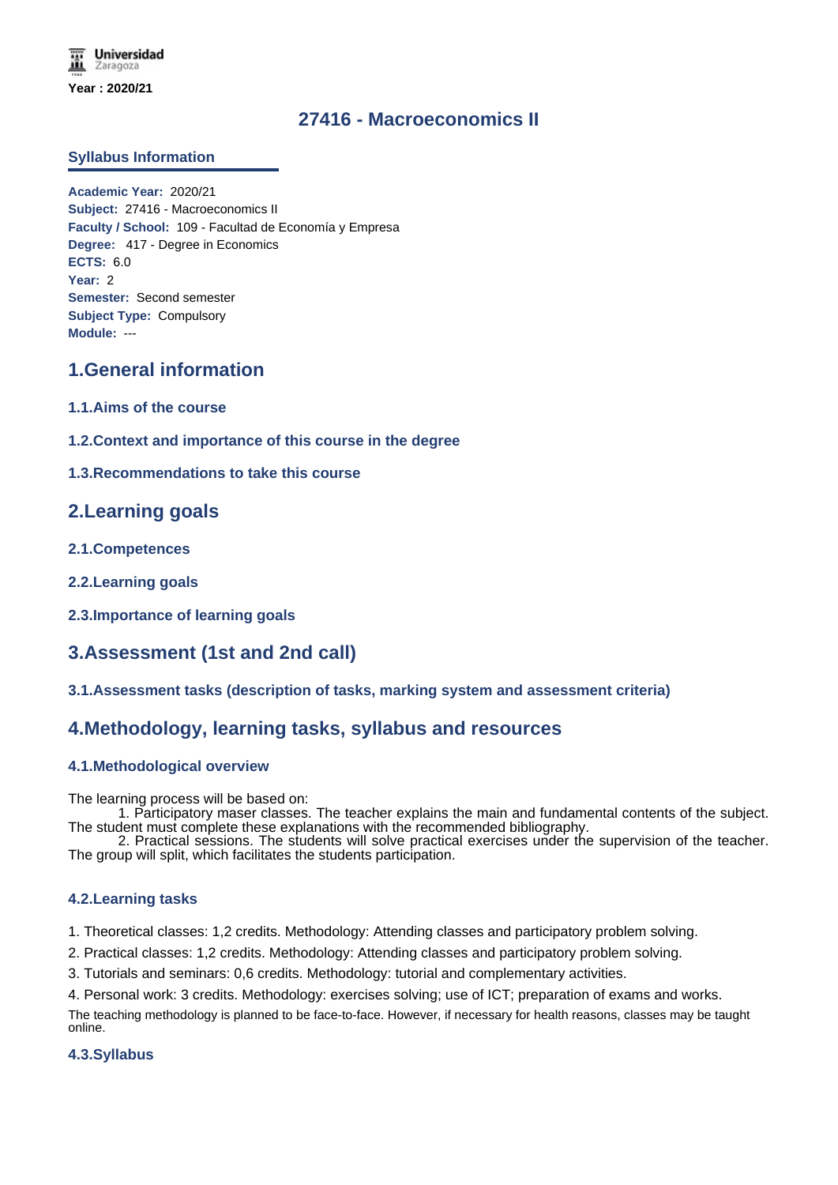Universidad Zaragoza

Year : 2020/21

# 27416 - Macroeconomics II

## Syllabus Information

**Academic Year:** 2020/21
**Subject:** 27416 - Macroeconomics II
**Faculty / School:** 109 - Facultad de Economía y Empresa
**Degree:** 417 - Degree in Economics
**ECTS:** 6.0
**Year:** 2
**Semester:** Second semester
**Subject Type:** Compulsory
**Module:** ---

## 1.General information

### 1.1.Aims of the course

### 1.2.Context and importance of this course in the degree

### 1.3.Recommendations to take this course

## 2.Learning goals

### 2.1.Competences

### 2.2.Learning goals

### 2.3.Importance of learning goals

## 3.Assessment (1st and 2nd call)

### 3.1.Assessment tasks (description of tasks, marking system and assessment criteria)

## 4.Methodology, learning tasks, syllabus and resources

### 4.1.Methodological overview

The learning process will be based on:

1. Participatory maser classes. The teacher explains the main and fundamental contents of the subject. The student must complete these explanations with the recommended bibliography.
2. Practical sessions. The students will solve practical exercises under the supervision of the teacher. The group will split, which facilitates the students participation.

### 4.2.Learning tasks

1. Theoretical classes: 1,2 credits. Methodology: Attending classes and participatory problem solving.
2. Practical classes: 1,2 credits. Methodology: Attending classes and participatory problem solving.
3. Tutorials and seminars: 0,6 credits. Methodology: tutorial and complementary activities.
4. Personal work: 3 credits. Methodology: exercises solving; use of ICT; preparation of exams and works.

The teaching methodology is planned to be face-to-face. However, if necessary for health reasons, classes may be taught online.

### 4.3.Syllabus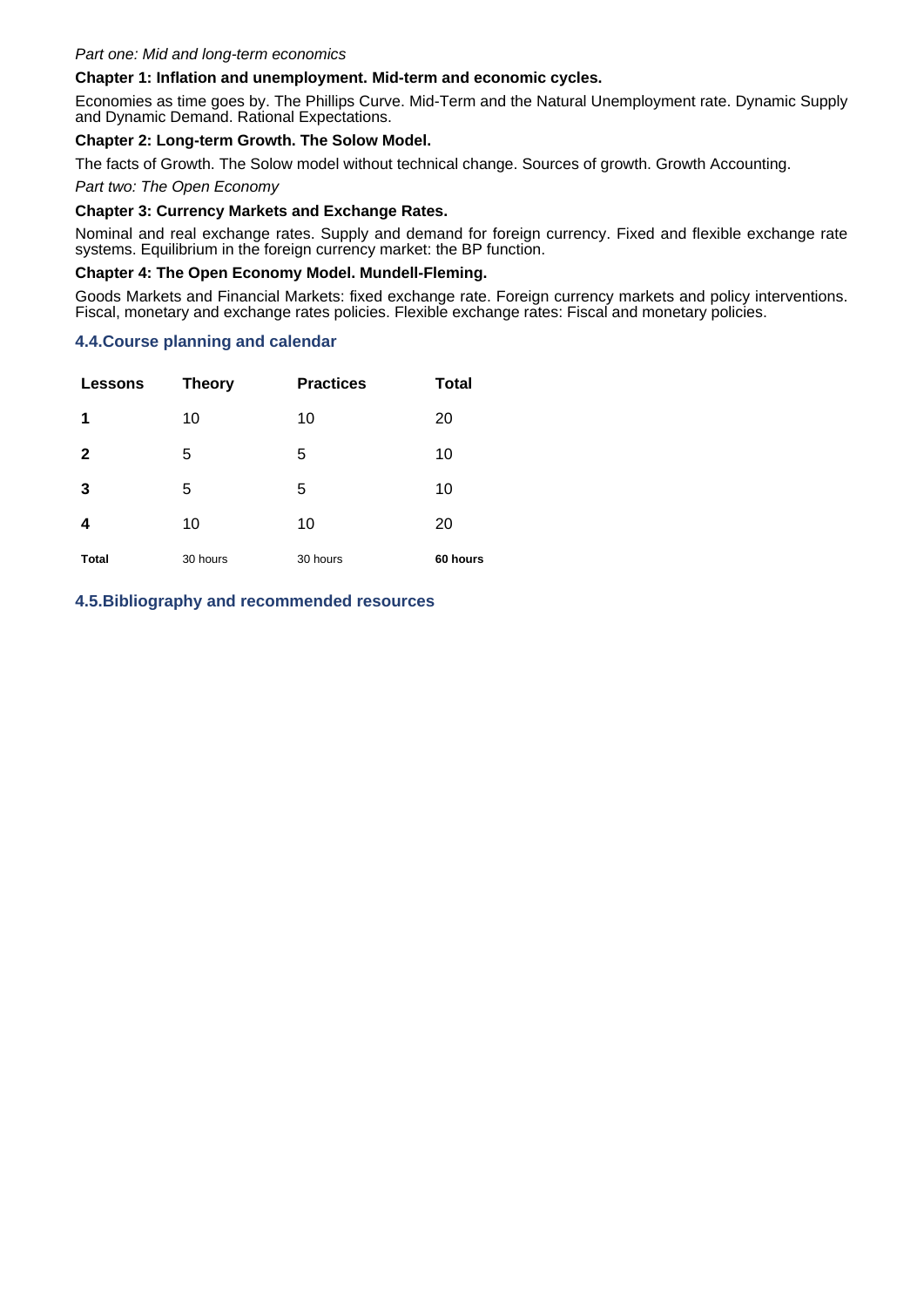*Part one: Mid and long-term economics*

**Chapter 1: Inflation and unemployment. Mid-term and economic cycles.**

Economies as time goes by. The Phillips Curve. Mid-Term and the Natural Unemployment rate. Dynamic Supply and Dynamic Demand. Rational Expectations.

**Chapter 2: Long-term Growth. The Solow Model.**

The facts of Growth. The Solow model without technical change. Sources of growth. Growth Accounting.

*Part two: The Open Economy*

**Chapter 3: Currency Markets and Exchange Rates.**

Nominal and real exchange rates. Supply and demand for foreign currency. Fixed and flexible exchange rate systems. Equilibrium in the foreign currency market: the BP function.

**Chapter 4: The Open Economy Model. Mundell-Fleming.**

Goods Markets and Financial Markets: fixed exchange rate. Foreign currency markets and policy interventions. Fiscal, monetary and exchange rates policies. Flexible exchange rates: Fiscal and monetary policies.

### 4.4.Course planning and calendar

| Lessons | Theory | Practices | Total |
|---|---|---|---|
| **1** | 10 | 10 | 20 |
| **2** | 5 | 5 | 10 |
| **3** | 5 | 5 | 10 |
| **4** | 10 | 10 | 20 |
| **Total** | 30 hours | 30 hours | **60 hours** |

### 4.5.Bibliography and recommended resources